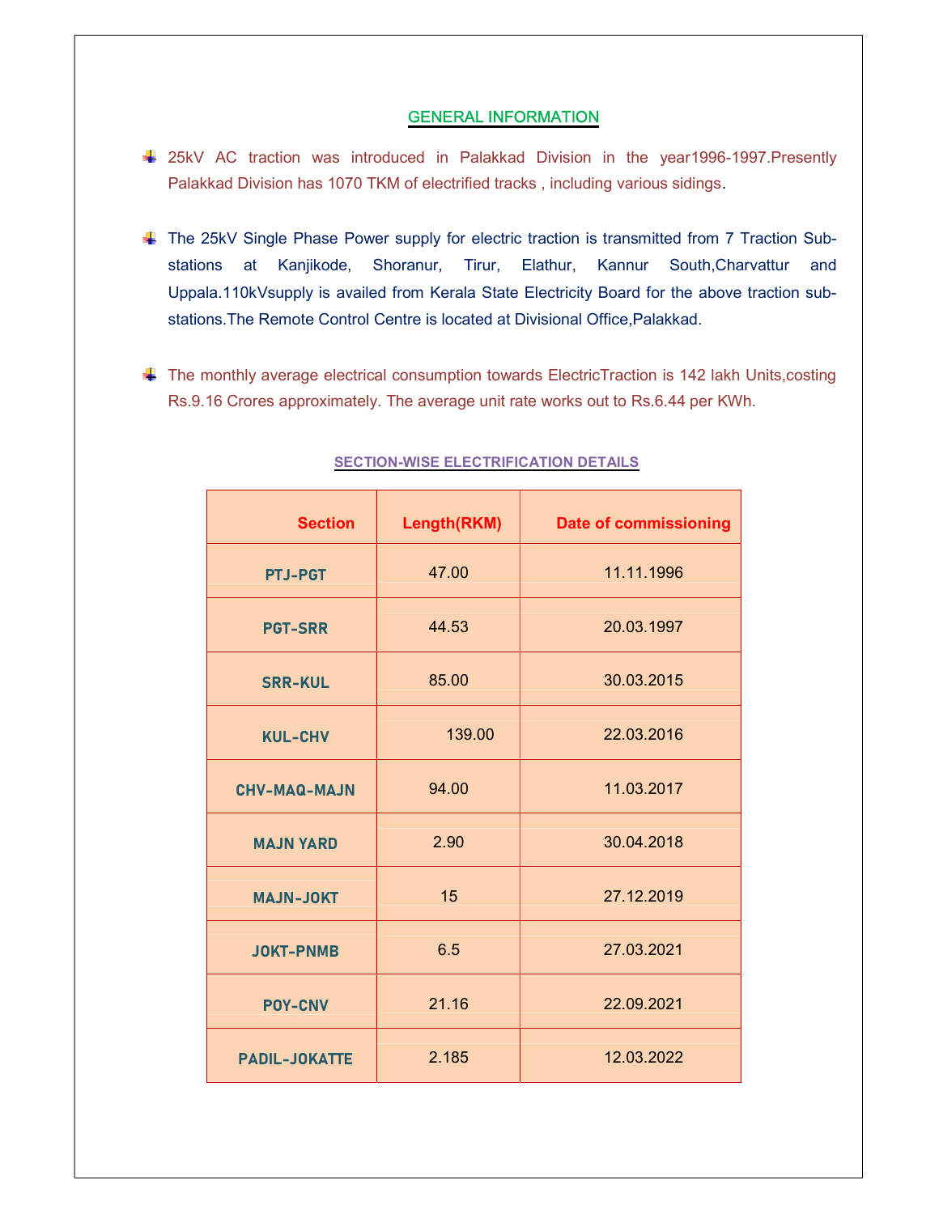## GENERAL INFORMATION

- 25kV AC traction was introduced in Palakkad Division in the year1996-1997.Presently Palakkad Division has 1070 TKM of electrified tracks , including various sidings.

- The 25kV Single Phase Power supply for electric traction is transmitted from 7 Traction Sub-stations at Kanjikode, Shoranur, Tirur, Elathur, Kannur South,Charvattur and Uppala.110kVsupply is availed from Kerala State Electricity Board for the above traction sub-stations.The Remote Control Centre is located at Divisional Office,Palakkad.

- The monthly average electrical consumption towards ElectricTraction is 142 lakh Units,costing Rs.9.16 Crores approximately. The average unit rate works out to Rs.6.44 per KWh.

### SECTION-WISE ELECTRIFICATION DETAILS

| Section | Length(RKM) | Date of commissioning |
|---|---|---|
| PTJ-PGT | 47.00 | 11.11.1996 |
| PGT-SRR | 44.53 | 20.03.1997 |
| SRR-KUL | 85.00 | 30.03.2015 |
| KUL-CHV | 139.00 | 22.03.2016 |
| CHV-MAQ-MAJN | 94.00 | 11.03.2017 |
| MAJN YARD | 2.90 | 30.04.2018 |
| MAJN-JOKT | 15 | 27.12.2019 |
| JOKT-PNMB | 6.5 | 27.03.2021 |
| POY-CNV | 21.16 | 22.09.2021 |
| PADIL-JOKATTE | 2.185 | 12.03.2022 |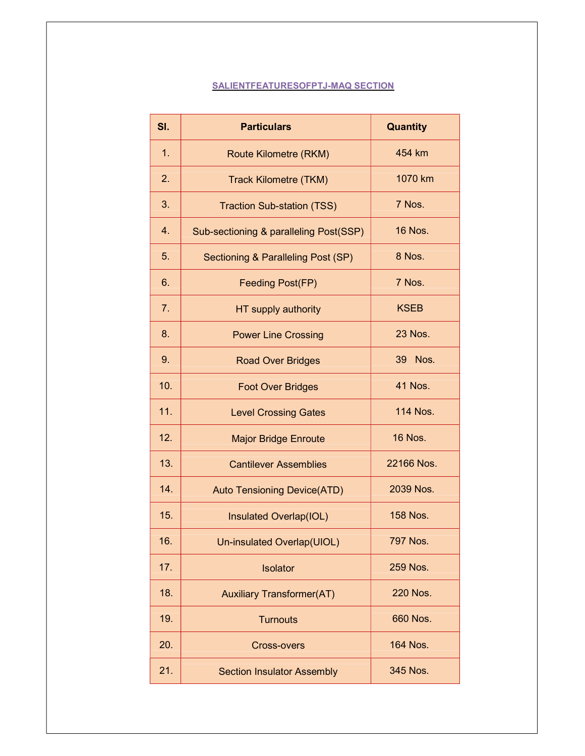## SALIENTFEATURESOFPTJ-MAQ SECTION

| Sl. | Particulars | Quantity |
|---|---|---|
| 1. | Route Kilometre (RKM) | 454 km |
| 2. | Track Kilometre (TKM) | 1070 km |
| 3. | Traction Sub-station (TSS) | 7 Nos. |
| 4. | Sub-sectioning & paralleling Post(SSP) | 16 Nos. |
| 5. | Sectioning & Paralleling Post (SP) | 8 Nos. |
| 6. | Feeding Post(FP) | 7 Nos. |
| 7. | HT supply authority | KSEB |
| 8. | Power Line Crossing | 23 Nos. |
| 9. | Road Over Bridges | 39 Nos. |
| 10. | Foot Over Bridges | 41 Nos. |
| 11. | Level Crossing Gates | 114 Nos. |
| 12. | Major Bridge Enroute | 16 Nos. |
| 13. | Cantilever Assemblies | 22166 Nos. |
| 14. | Auto Tensioning Device(ATD) | 2039 Nos. |
| 15. | Insulated Overlap(IOL) | 158 Nos. |
| 16. | Un-insulated Overlap(UIOL) | 797 Nos. |
| 17. | Isolator | 259 Nos. |
| 18. | Auxiliary Transformer(AT) | 220 Nos. |
| 19. | Turnouts | 660 Nos. |
| 20. | Cross-overs | 164 Nos. |
| 21. | Section Insulator Assembly | 345 Nos. |